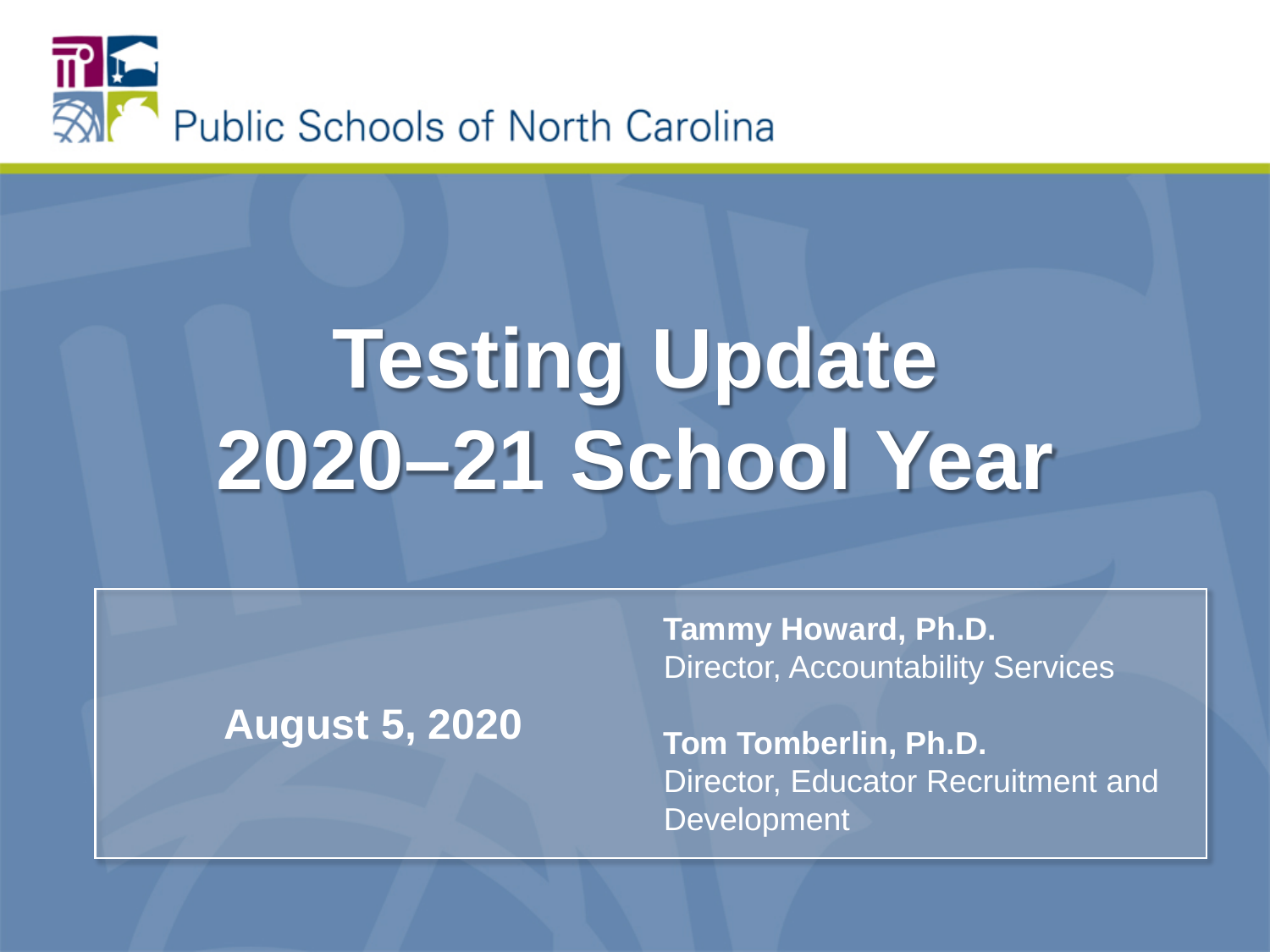Public Schools of North Carolina

# Testing Update 2020–21 School Year

**August 5, 2020**

**Tammy Howard, Ph.D.**
Director, Accountability Services

**Tom Tomberlin, Ph.D.**
Director, Educator Recruitment and Development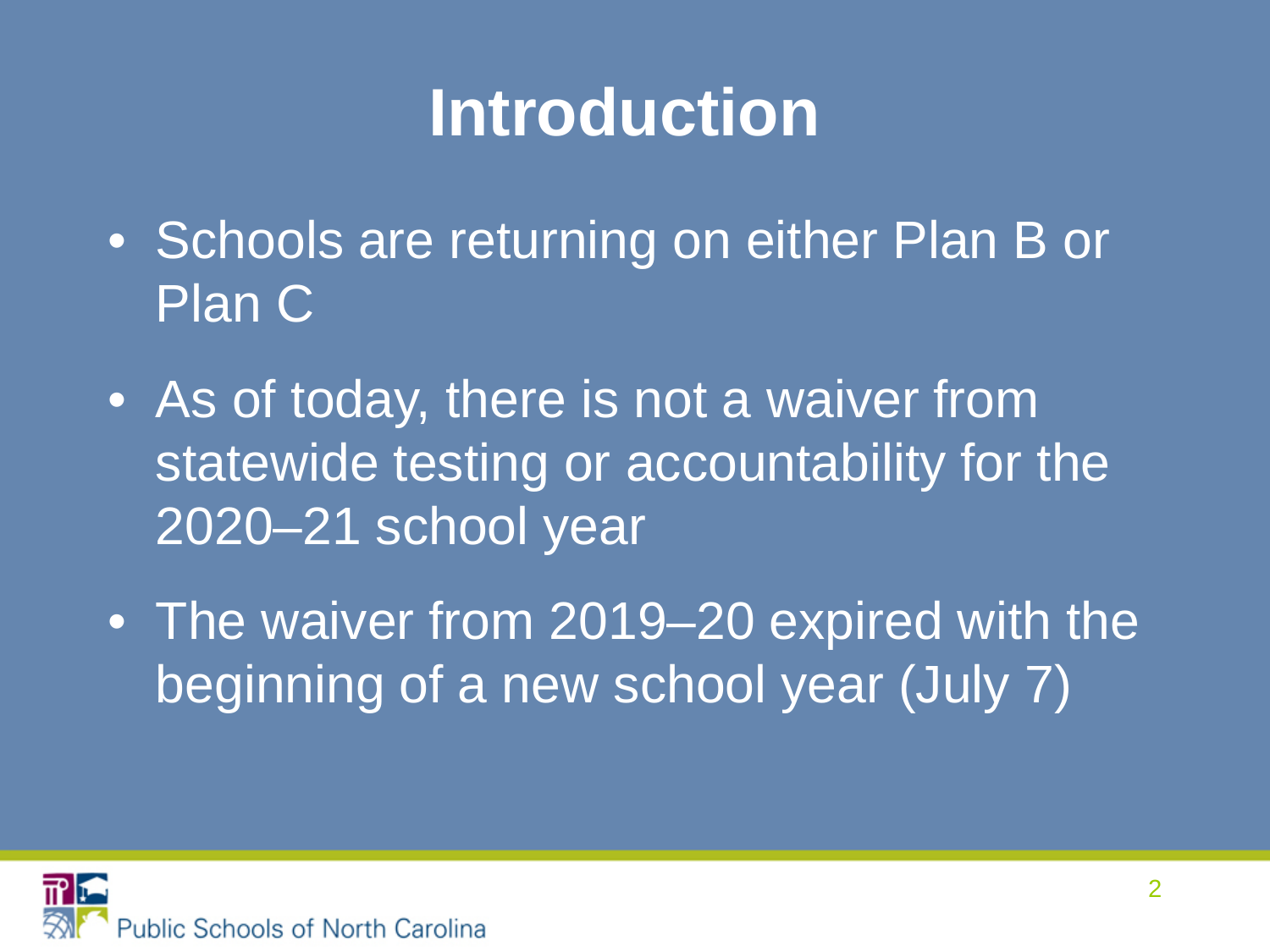# Introduction

- Schools are returning on either Plan B or Plan C
- As of today, there is not a waiver from statewide testing or accountability for the 2020–21 school year
- The waiver from 2019–20 expired with the beginning of a new school year (July 7)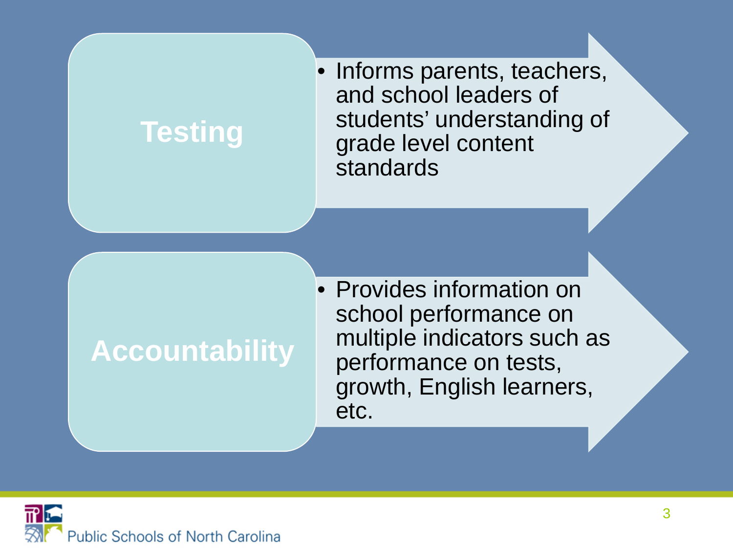**Testing**

- Informs parents, teachers, and school leaders of students' understanding of grade level content standards

**Accountability**

- Provides information on school performance on multiple indicators such as performance on tests, growth, English learners, etc.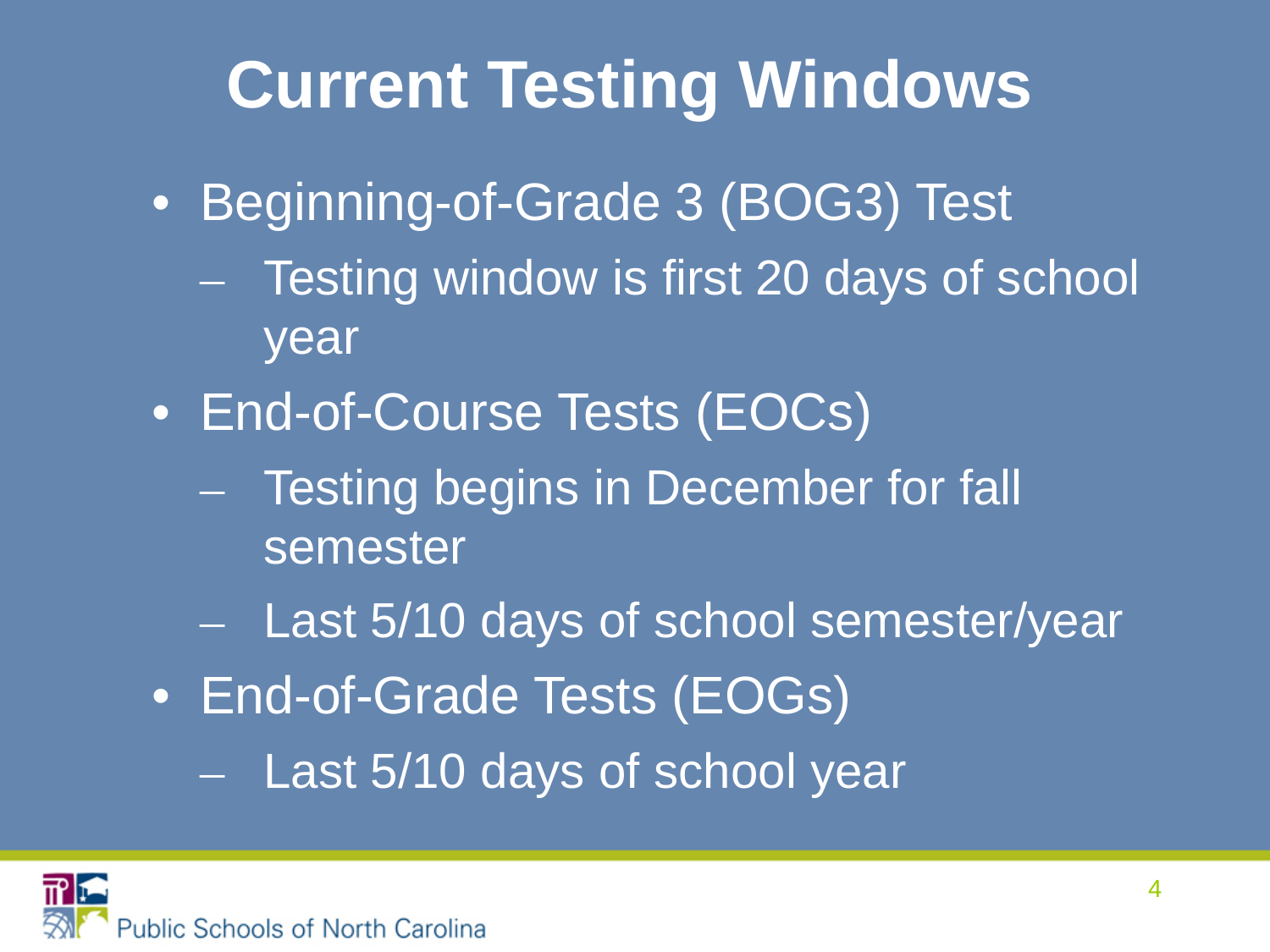# Current Testing Windows

- Beginning-of-Grade 3 (BOG3) Test
  - Testing window is first 20 days of school year
- End-of-Course Tests (EOCs)
  - Testing begins in December for fall semester
  - Last 5/10 days of school semester/year
- End-of-Grade Tests (EOGs)
  - Last 5/10 days of school year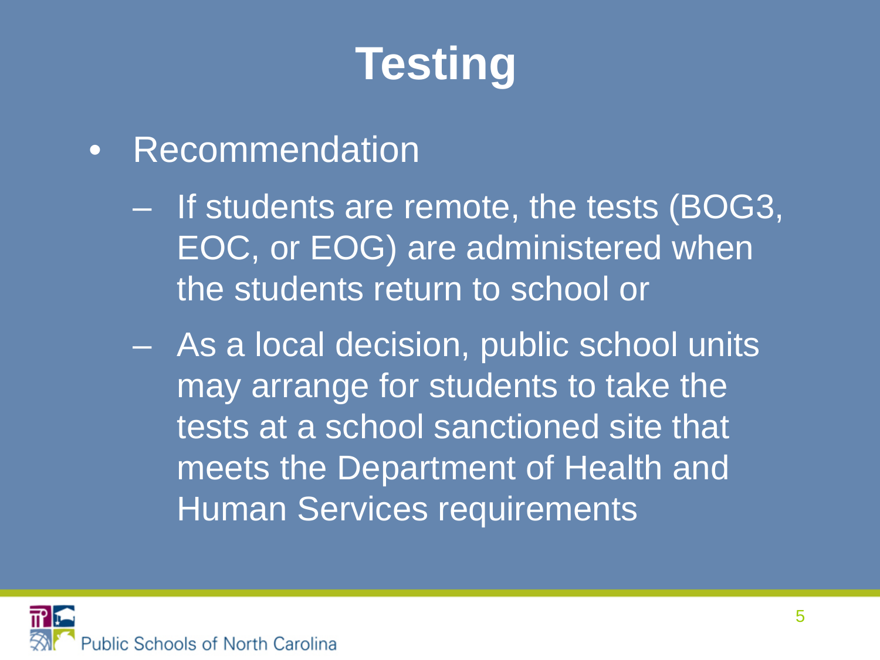# Testing

- Recommendation
  - If students are remote, the tests (BOG3, EOC, or EOG) are administered when the students return to school or
  - As a local decision, public school units may arrange for students to take the tests at a school sanctioned site that meets the Department of Health and Human Services requirements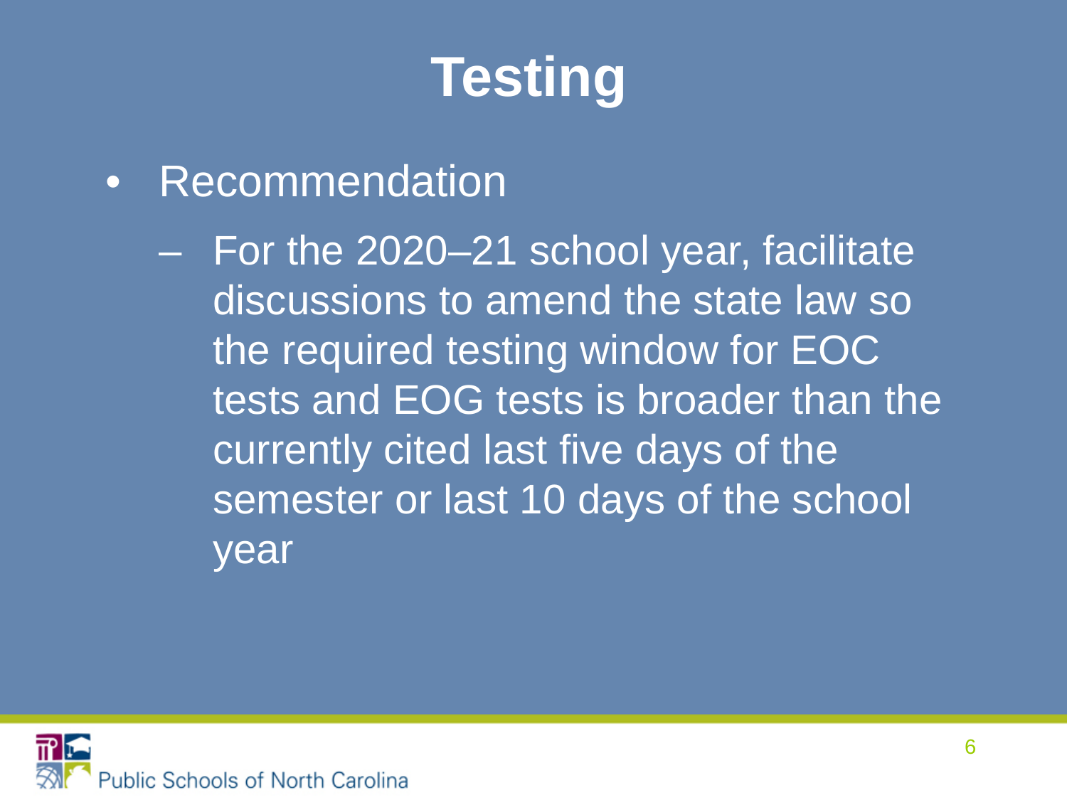# Testing

- Recommendation
  - For the 2020–21 school year, facilitate discussions to amend the state law so the required testing window for EOC tests and EOG tests is broader than the currently cited last five days of the semester or last 10 days of the school year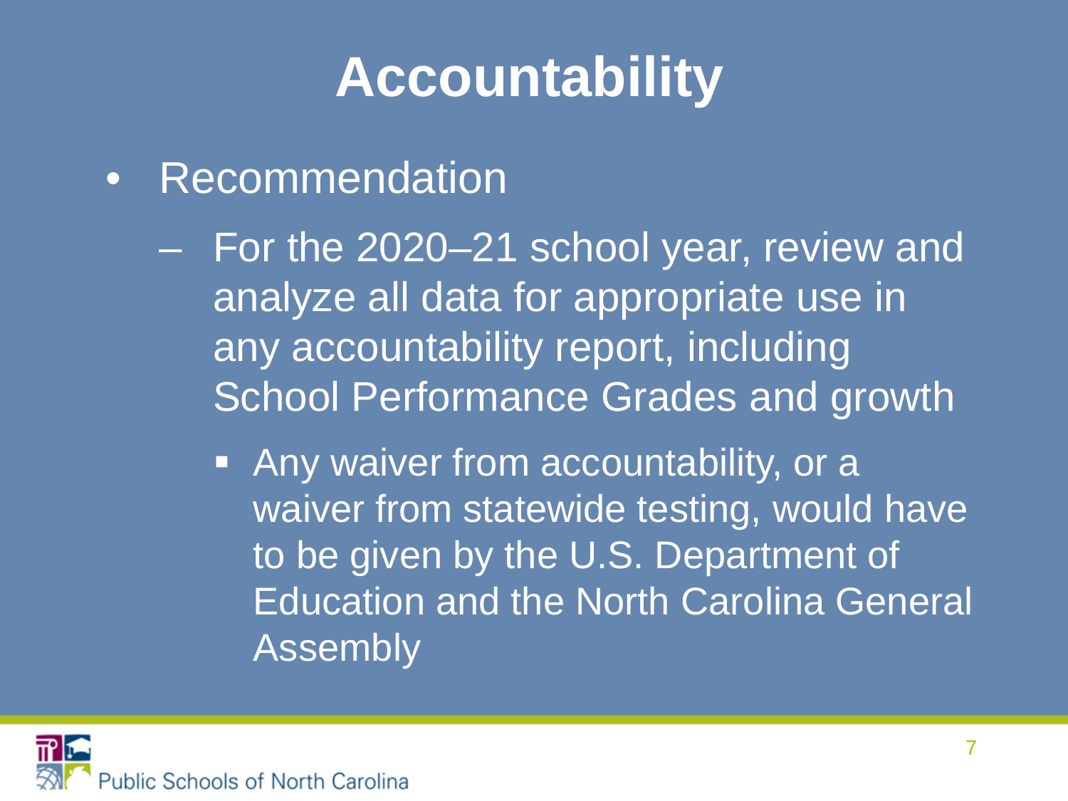# Accountability

- Recommendation
  - For the 2020–21 school year, review and analyze all data for appropriate use in any accountability report, including School Performance Grades and growth
    - Any waiver from accountability, or a waiver from statewide testing, would have to be given by the U.S. Department of Education and the North Carolina General Assembly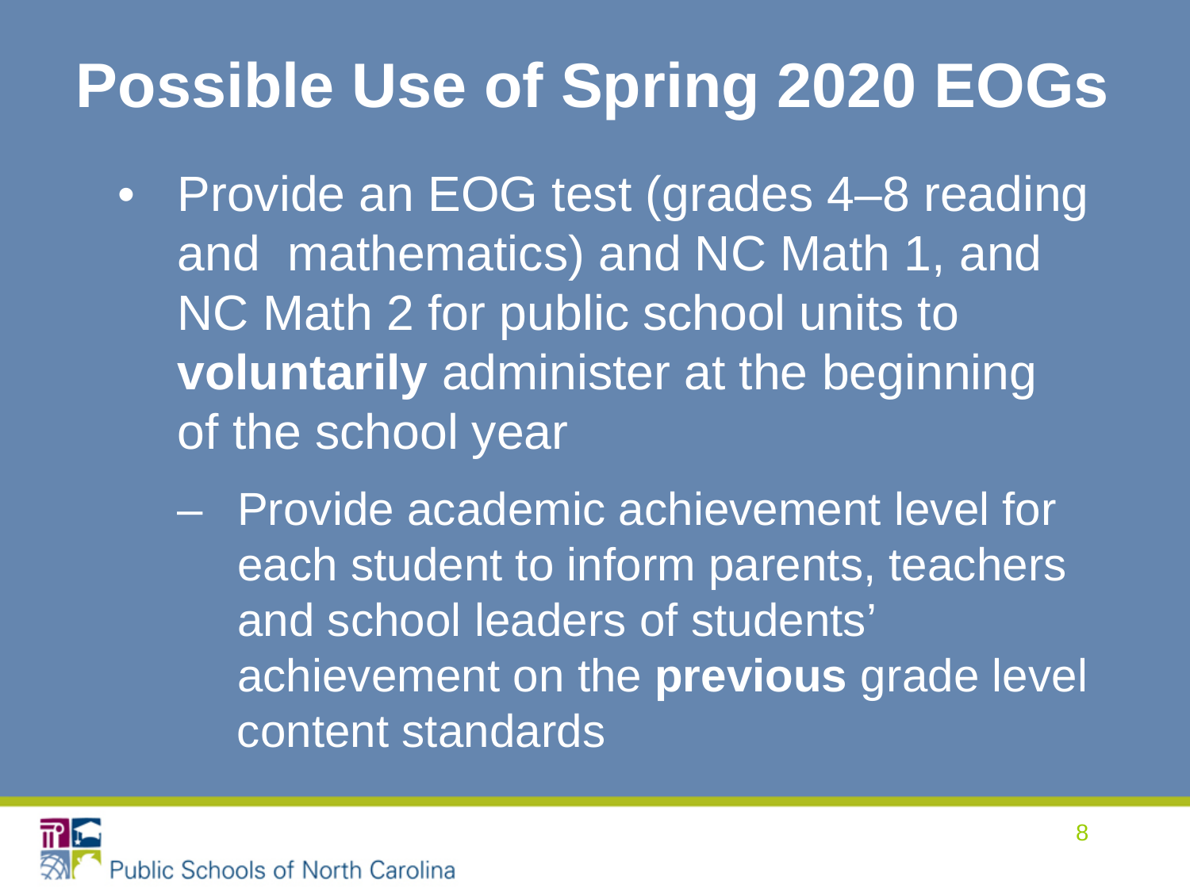# Possible Use of Spring 2020 EOGs

- Provide an EOG test (grades 4–8 reading and mathematics) and NC Math 1, and NC Math 2 for public school units to **voluntarily** administer at the beginning of the school year
  - Provide academic achievement level for each student to inform parents, teachers and school leaders of students' achievement on the **previous** grade level content standards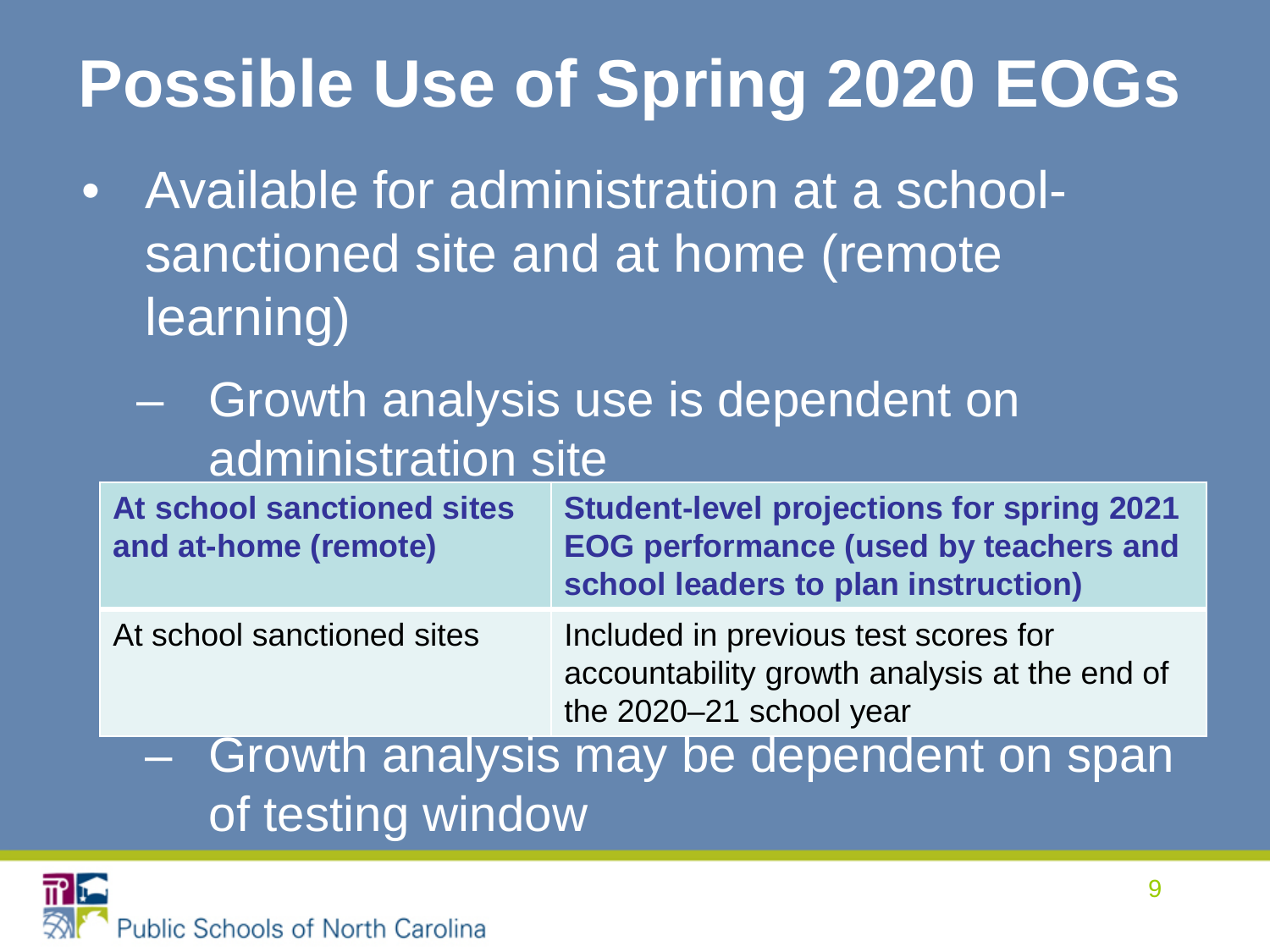# Possible Use of Spring 2020 EOGs

- Available for administration at a school-sanctioned site and at home (remote learning)
  - Growth analysis use is dependent on administration site

| **At school sanctioned sites and at-home (remote)** | **Student-level projections for spring 2021 EOG performance (used by teachers and school leaders to plan instruction)** |
|---|---|
| At school sanctioned sites | Included in previous test scores for accountability growth analysis at the end of the 2020–21 school year |

  - Growth analysis may be dependent on span of testing window

Public Schools of North Carolina